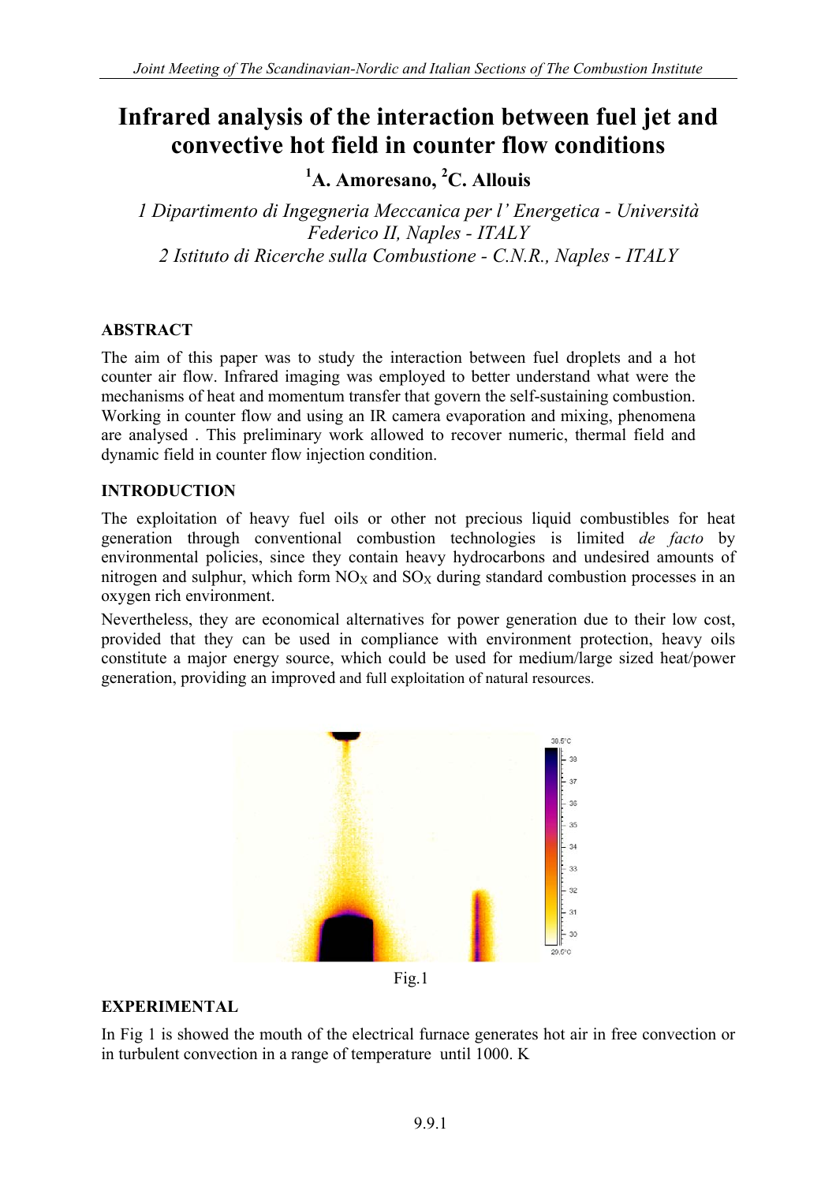# Infrared analysis of the interaction between fuel jet and convective hot field in counter flow conditions

**[1]A. Amoresano, [2]C. Allouis**

*1 Dipartimento di Ingegneria Meccanica per l' Energetica - Università Federico II, Naples - ITALY*
*2 Istituto di Ricerche sulla Combustione - C.N.R., Naples - ITALY*

## ABSTRACT

The aim of this paper was to study the interaction between fuel droplets and a hot counter air flow. Infrared imaging was employed to better understand what were the mechanisms of heat and momentum transfer that govern the self-sustaining combustion. Working in counter flow and using an IR camera evaporation and mixing, phenomena are analysed . This preliminary work allowed to recover numeric, thermal field and dynamic field in counter flow injection condition.

## INTRODUCTION

The exploitation of heavy fuel oils or other not precious liquid combustibles for heat generation through conventional combustion technologies is limited *de facto* by environmental policies, since they contain heavy hydrocarbons and undesired amounts of nitrogen and sulphur, which form $NO_X$ and $SO_X$ during standard combustion processes in an oxygen rich environment.

Nevertheless, they are economical alternatives for power generation due to their low cost, provided that they can be used in compliance with environment protection, heavy oils constitute a major energy source, which could be used for medium/large sized heat/power generation, providing an improved and full exploitation of natural resources.

Fig.1

## EXPERIMENTAL

In Fig 1 is showed the mouth of the electrical furnace generates hot air in free convection or in turbulent convection in a range of temperature until 1000. K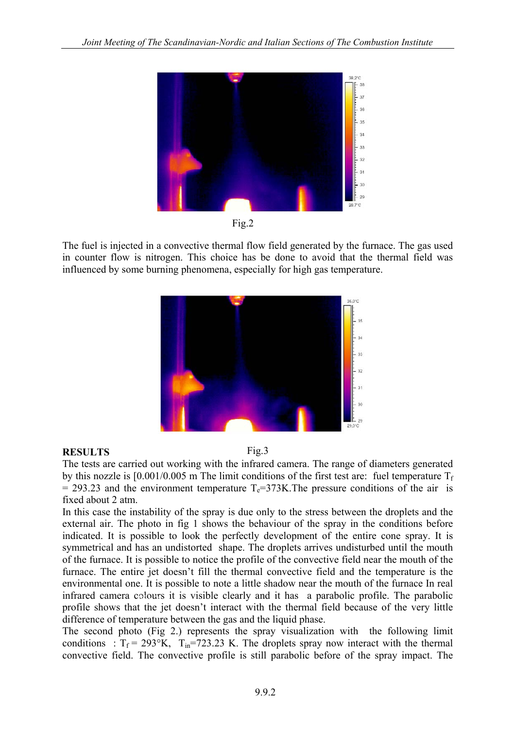Fig.2

The fuel is injected in a convective thermal flow field generated by the furnace. The gas used in counter flow is nitrogen. This choice has be done to avoid that the thermal field was influenced by some burning phenomena, especially for high gas temperature.

Fig.3

**RESULTS**

The tests are carried out working with the infrared camera. The range of diameters generated by this nozzle is [0.001/0.005 m The limit conditions of the first test are: fuel temperature $T_f$ = 293.23 and the environment temperature $T_e$=373K.The pressure conditions of the air is fixed about 2 atm.

In this case the instability of the spray is due only to the stress between the droplets and the external air. The photo in fig 1 shows the behaviour of the spray in the conditions before indicated. It is possible to look the perfectly development of the entire cone spray. It is symmetrical and has an undistorted shape. The droplets arrives undisturbed until the mouth of the furnace. It is possible to notice the profile of the convective field near the mouth of the furnace. The entire jet doesn't fill the thermal convective field and the temperature is the environmental one. It is possible to note a little shadow near the mouth of the furnace In real infrared camera colours it is visible clearly and it has a parabolic profile. The parabolic profile shows that the jet doesn't interact with the thermal field because of the very little difference of temperature between the gas and the liquid phase.

The second photo (Fig 2.) represents the spray visualization with the following limit conditions : $T_f$ = 293°K, $T_{in}$=723.23 K. The droplets spray now interact with the thermal convective field. The convective profile is still parabolic before of the spray impact. The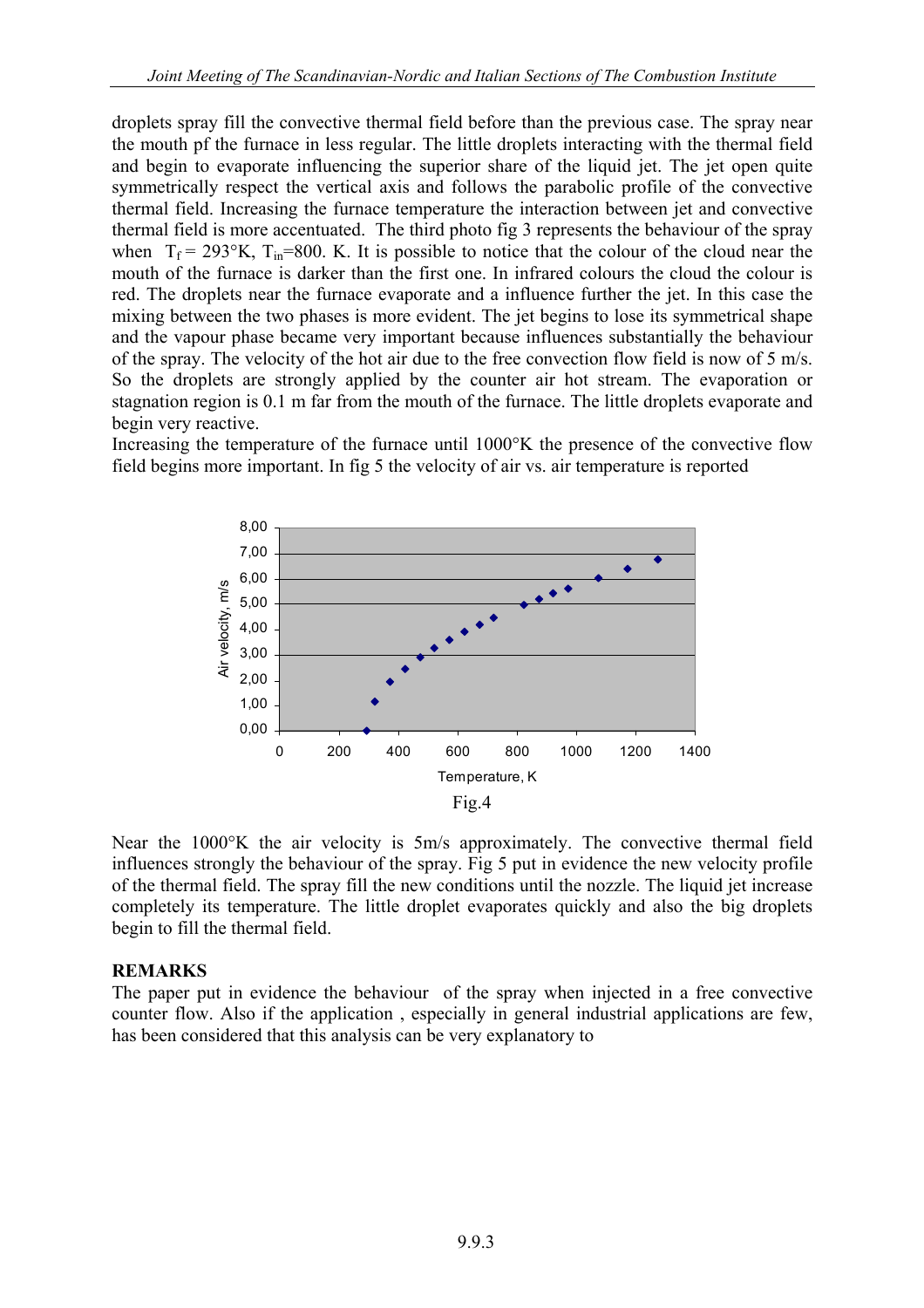droplets spray fill the convective thermal field before than the previous case. The spray near the mouth pf the furnace in less regular. The little droplets interacting with the thermal field and begin to evaporate influencing the superior share of the liquid jet. The jet open quite symmetrically respect the vertical axis and follows the parabolic profile of the convective thermal field. Increasing the furnace temperature the interaction between jet and convective thermal field is more accentuated. The third photo fig 3 represents the behaviour of the spray when $T_f = 293°K$, $T_{in}=800$. K. It is possible to notice that the colour of the cloud near the mouth of the furnace is darker than the first one. In infrared colours the cloud the colour is red. The droplets near the furnace evaporate and a influence further the jet. In this case the mixing between the two phases is more evident. The jet begins to lose its symmetrical shape and the vapour phase became very important because influences substantially the behaviour of the spray. The velocity of the hot air due to the free convection flow field is now of 5 m/s. So the droplets are strongly applied by the counter air hot stream. The evaporation or stagnation region is 0.1 m far from the mouth of the furnace. The little droplets evaporate and begin very reactive.

Increasing the temperature of the furnace until 1000°K the presence of the convective flow field begins more important. In fig 5 the velocity of air vs. air temperature is reported

Fig.4

Near the 1000°K the air velocity is 5m/s approximately. The convective thermal field influences strongly the behaviour of the spray. Fig 5 put in evidence the new velocity profile of the thermal field. The spray fill the new conditions until the nozzle. The liquid jet increase completely its temperature. The little droplet evaporates quickly and also the big droplets begin to fill the thermal field.

**REMARKS**

The paper put in evidence the behaviour of the spray when injected in a free convective counter flow. Also if the application , especially in general industrial applications are few, has been considered that this analysis can be very explanatory to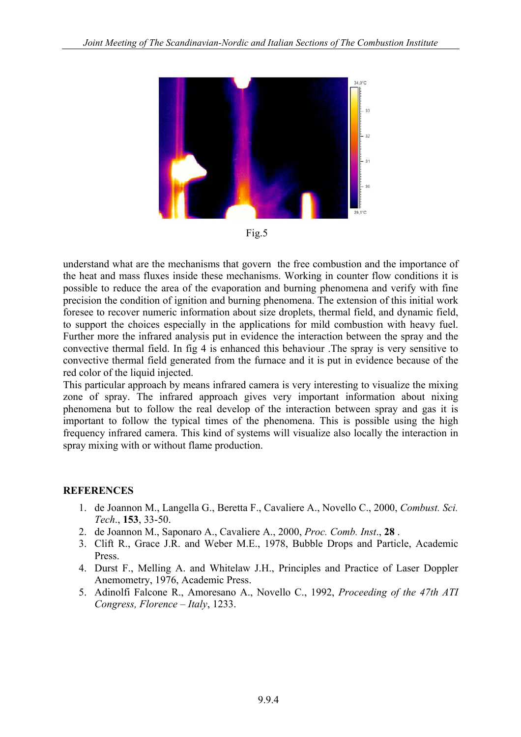34,0°C

33

32

31

30

29,1°C

Fig.5

understand what are the mechanisms that govern the free combustion and the importance of the heat and mass fluxes inside these mechanisms. Working in counter flow conditions it is possible to reduce the area of the evaporation and burning phenomena and verify with fine precision the condition of ignition and burning phenomena. The extension of this initial work foresee to recover numeric information about size droplets, thermal field, and dynamic field, to support the choices especially in the applications for mild combustion with heavy fuel. Further more the infrared analysis put in evidence the interaction between the spray and the convective thermal field. In fig 4 is enhanced this behaviour .The spray is very sensitive to convective thermal field generated from the furnace and it is put in evidence because of the red color of the liquid injected.

This particular approach by means infrared camera is very interesting to visualize the mixing zone of spray. The infrared approach gives very important information about nixing phenomena but to follow the real develop of the interaction between spray and gas it is important to follow the typical times of the phenomena. This is possible using the high frequency infrared camera. This kind of systems will visualize also locally the interaction in spray mixing with or without flame production.

## REFERENCES

1. de Joannon M., Langella G., Beretta F., Cavaliere A., Novello C., 2000, *Combust. Sci. Tech*., **153**, 33-50.
2. de Joannon M., Saponaro A., Cavaliere A., 2000, *Proc. Comb. Inst*., **28** .
3. Clift R., Grace J.R. and Weber M.E., 1978, Bubble Drops and Particle, Academic Press.
4. Durst F., Melling A. and Whitelaw J.H., Principles and Practice of Laser Doppler Anemometry, 1976, Academic Press.
5. Adinolfi Falcone R., Amoresano A., Novello C., 1992, *Proceeding of the 47th ATI Congress, Florence – Italy*, 1233.